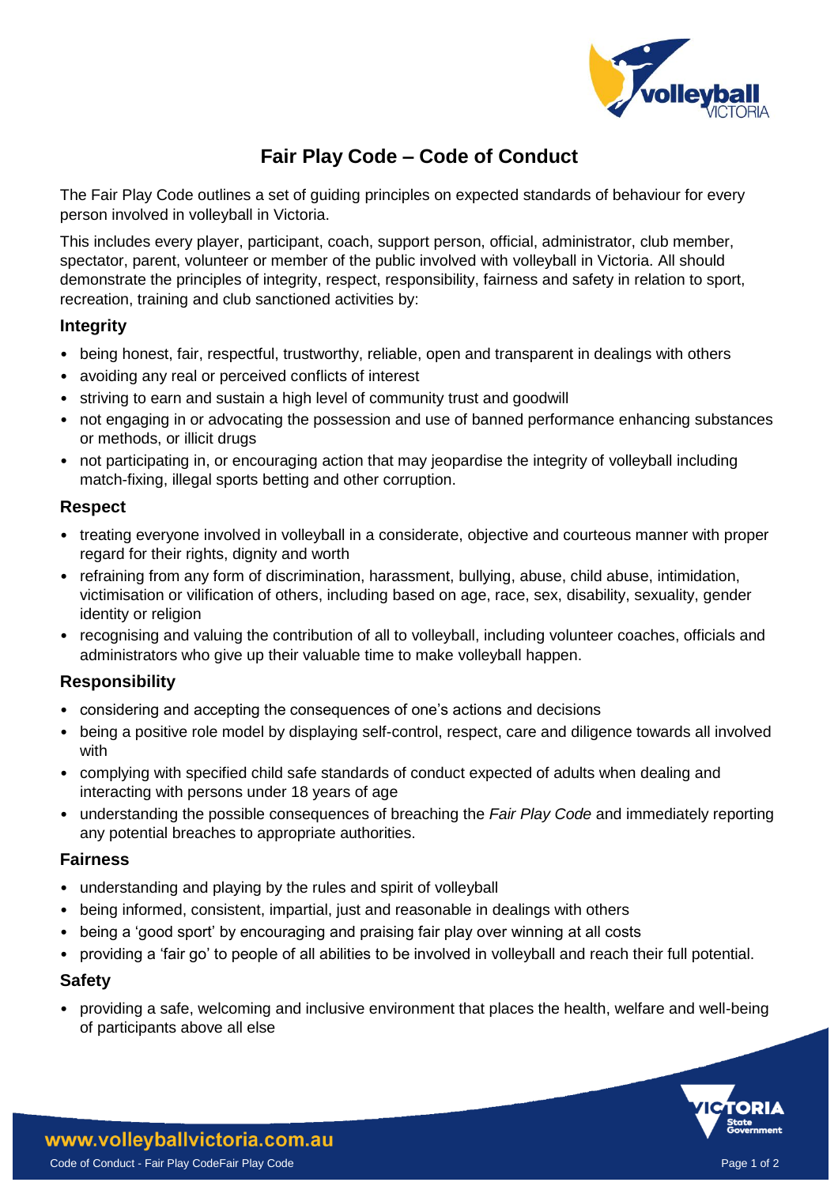# Fair Play Code – Code of Conduct

The Fair Play Code outlines a set of guiding principles on expected standards of behaviour for every person involved in volleyball in Victoria.

This includes every player, participant, coach, support person, official, administrator, club member, spectator, parent, volunteer or member of the public involved with volleyball in Victoria. All should demonstrate the principles of integrity, respect, responsibility, fairness and safety in relation to sport, recreation, training and club sanctioned activities by:

## Integrity

- being honest, fair, respectful, trustworthy, reliable, open and transparent in dealings with others
- avoiding any real or perceived conflicts of interest
- striving to earn and sustain a high level of community trust and goodwill
- not engaging in or advocating the possession and use of banned performance enhancing substances or methods, or illicit drugs
- not participating in, or encouraging action that may jeopardise the integrity of volleyball including match-fixing, illegal sports betting and other corruption.

## Respect

- treating everyone involved in volleyball in a considerate, objective and courteous manner with proper regard for their rights, dignity and worth
- refraining from any form of discrimination, harassment, bullying, abuse, child abuse, intimidation, victimisation or vilification of others, including based on age, race, sex, disability, sexuality, gender identity or religion
- recognising and valuing the contribution of all to volleyball, including volunteer coaches, officials and administrators who give up their valuable time to make volleyball happen.

## Responsibility

- considering and accepting the consequences of one's actions and decisions
- being a positive role model by displaying self-control, respect, care and diligence towards all involved with
- complying with specified child safe standards of conduct expected of adults when dealing and interacting with persons under 18 years of age
- understanding the possible consequences of breaching the *Fair Play Code* and immediately reporting any potential breaches to appropriate authorities.

## Fairness

- understanding and playing by the rules and spirit of volleyball
- being informed, consistent, impartial, just and reasonable in dealings with others
- being a 'good sport' by encouraging and praising fair play over winning at all costs
- providing a 'fair go' to people of all abilities to be involved in volleyball and reach their full potential.

## Safety

- providing a safe, welcoming and inclusive environment that places the health, welfare and well-being of participants above all else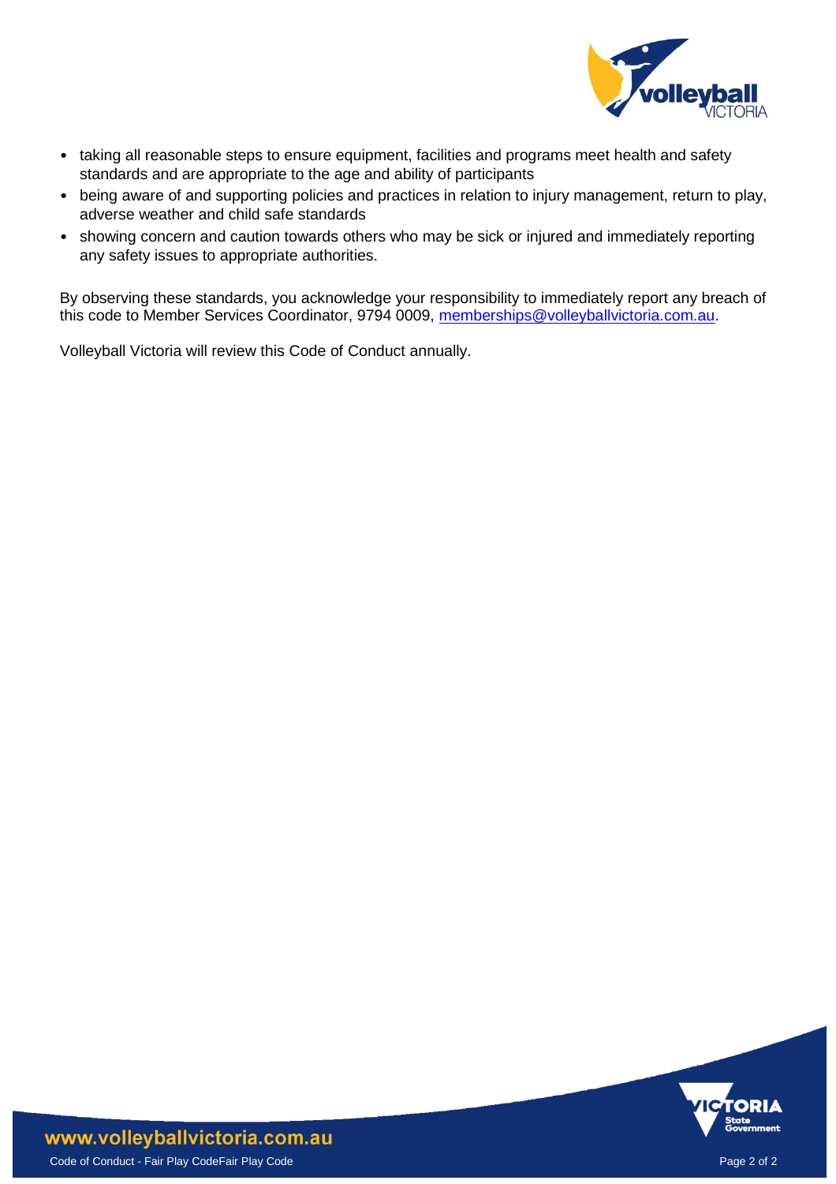- taking all reasonable steps to ensure equipment, facilities and programs meet health and safety standards and are appropriate to the age and ability of participants
- being aware of and supporting policies and practices in relation to injury management, return to play, adverse weather and child safe standards
- showing concern and caution towards others who may be sick or injured and immediately reporting any safety issues to appropriate authorities.

By observing these standards, you acknowledge your responsibility to immediately report any breach of this code to Member Services Coordinator, 9794 0009, memberships@volleyballvictoria.com.au.

Volleyball Victoria will review this Code of Conduct annually.